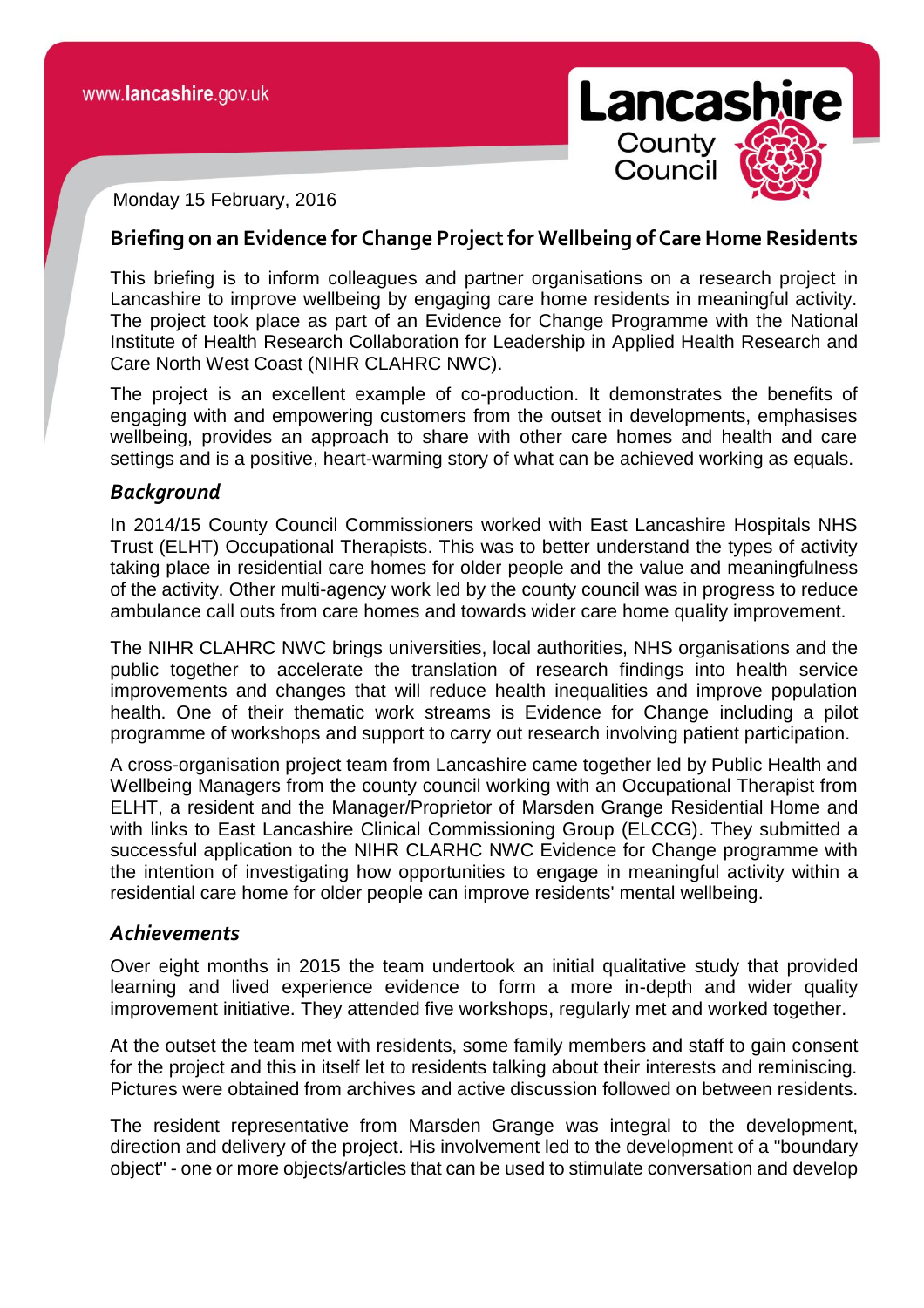Monday 15 February, 2016

# Briefing on an Evidence for Change Project for Wellbeing of Care Home Residents

This briefing is to inform colleagues and partner organisations on a research project in Lancashire to improve wellbeing by engaging care home residents in meaningful activity. The project took place as part of an Evidence for Change Programme with the National Institute of Health Research Collaboration for Leadership in Applied Health Research and Care North West Coast (NIHR CLAHRC NWC).

The project is an excellent example of co-production. It demonstrates the benefits of engaging with and empowering customers from the outset in developments, emphasises wellbeing, provides an approach to share with other care homes and health and care settings and is a positive, heart-warming story of what can be achieved working as equals.

## *Background*

In 2014/15 County Council Commissioners worked with East Lancashire Hospitals NHS Trust (ELHT) Occupational Therapists. This was to better understand the types of activity taking place in residential care homes for older people and the value and meaningfulness of the activity. Other multi-agency work led by the county council was in progress to reduce ambulance call outs from care homes and towards wider care home quality improvement.

The NIHR CLAHRC NWC brings universities, local authorities, NHS organisations and the public together to accelerate the translation of research findings into health service improvements and changes that will reduce health inequalities and improve population health. One of their thematic work streams is Evidence for Change including a pilot programme of workshops and support to carry out research involving patient participation.

A cross-organisation project team from Lancashire came together led by Public Health and Wellbeing Managers from the county council working with an Occupational Therapist from ELHT, a resident and the Manager/Proprietor of Marsden Grange Residential Home and with links to East Lancashire Clinical Commissioning Group (ELCCG). They submitted a successful application to the NIHR CLARHC NWC Evidence for Change programme with the intention of investigating how opportunities to engage in meaningful activity within a residential care home for older people can improve residents' mental wellbeing.

## *Achievements*

Over eight months in 2015 the team undertook an initial qualitative study that provided learning and lived experience evidence to form a more in-depth and wider quality improvement initiative. They attended five workshops, regularly met and worked together.

At the outset the team met with residents, some family members and staff to gain consent for the project and this in itself let to residents talking about their interests and reminiscing. Pictures were obtained from archives and active discussion followed on between residents.

The resident representative from Marsden Grange was integral to the development, direction and delivery of the project. His involvement led to the development of a "boundary object" - one or more objects/articles that can be used to stimulate conversation and develop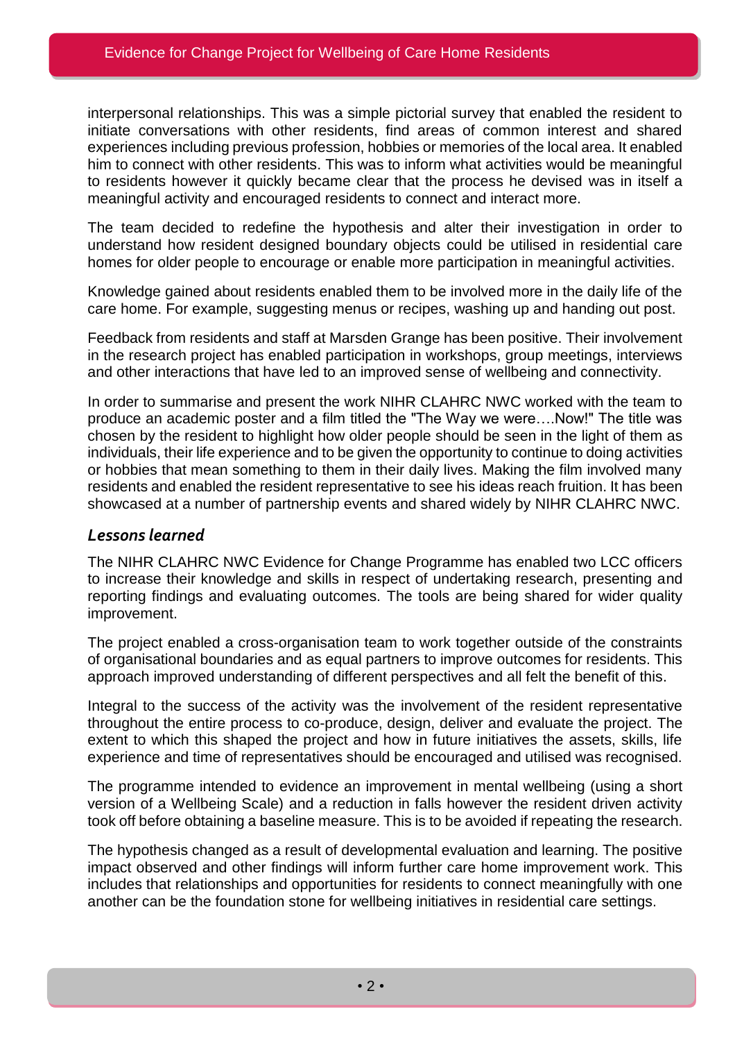interpersonal relationships. This was a simple pictorial survey that enabled the resident to initiate conversations with other residents, find areas of common interest and shared experiences including previous profession, hobbies or memories of the local area. It enabled him to connect with other residents. This was to inform what activities would be meaningful to residents however it quickly became clear that the process he devised was in itself a meaningful activity and encouraged residents to connect and interact more.

The team decided to redefine the hypothesis and alter their investigation in order to understand how resident designed boundary objects could be utilised in residential care homes for older people to encourage or enable more participation in meaningful activities.

Knowledge gained about residents enabled them to be involved more in the daily life of the care home. For example, suggesting menus or recipes, washing up and handing out post.

Feedback from residents and staff at Marsden Grange has been positive. Their involvement in the research project has enabled participation in workshops, group meetings, interviews and other interactions that have led to an improved sense of wellbeing and connectivity.

In order to summarise and present the work NIHR CLAHRC NWC worked with the team to produce an academic poster and a film titled the "The Way we were….Now!" The title was chosen by the resident to highlight how older people should be seen in the light of them as individuals, their life experience and to be given the opportunity to continue to doing activities or hobbies that mean something to them in their daily lives. Making the film involved many residents and enabled the resident representative to see his ideas reach fruition. It has been showcased at a number of partnership events and shared widely by NIHR CLAHRC NWC.

## *Lessons learned*

The NIHR CLAHRC NWC Evidence for Change Programme has enabled two LCC officers to increase their knowledge and skills in respect of undertaking research, presenting and reporting findings and evaluating outcomes. The tools are being shared for wider quality improvement.

The project enabled a cross-organisation team to work together outside of the constraints of organisational boundaries and as equal partners to improve outcomes for residents. This approach improved understanding of different perspectives and all felt the benefit of this.

Integral to the success of the activity was the involvement of the resident representative throughout the entire process to co-produce, design, deliver and evaluate the project. The extent to which this shaped the project and how in future initiatives the assets, skills, life experience and time of representatives should be encouraged and utilised was recognised.

The programme intended to evidence an improvement in mental wellbeing (using a short version of a Wellbeing Scale) and a reduction in falls however the resident driven activity took off before obtaining a baseline measure. This is to be avoided if repeating the research.

The hypothesis changed as a result of developmental evaluation and learning. The positive impact observed and other findings will inform further care home improvement work. This includes that relationships and opportunities for residents to connect meaningfully with one another can be the foundation stone for wellbeing initiatives in residential care settings.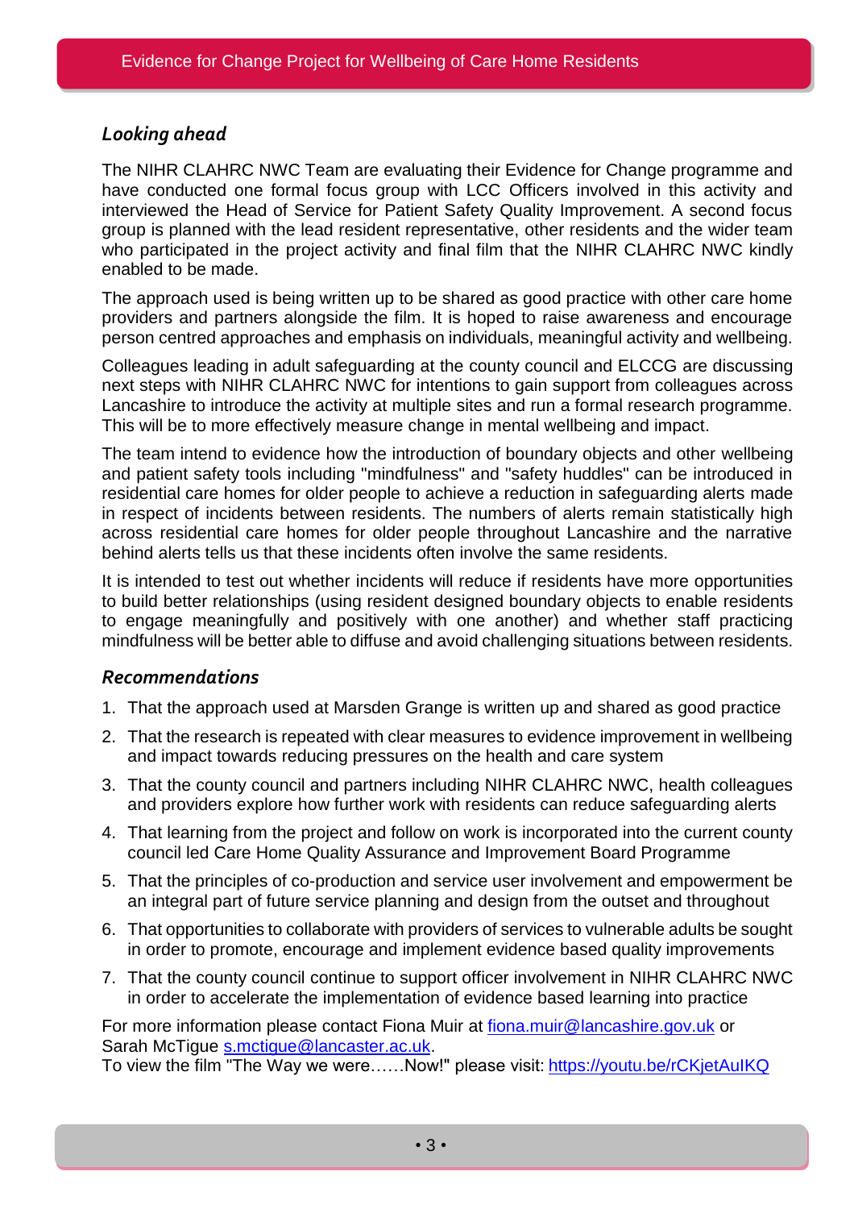### *Looking ahead*

The NIHR CLAHRC NWC Team are evaluating their Evidence for Change programme and have conducted one formal focus group with LCC Officers involved in this activity and interviewed the Head of Service for Patient Safety Quality Improvement. A second focus group is planned with the lead resident representative, other residents and the wider team who participated in the project activity and final film that the NIHR CLAHRC NWC kindly enabled to be made.

The approach used is being written up to be shared as good practice with other care home providers and partners alongside the film. It is hoped to raise awareness and encourage person centred approaches and emphasis on individuals, meaningful activity and wellbeing.

Colleagues leading in adult safeguarding at the county council and ELCCG are discussing next steps with NIHR CLAHRC NWC for intentions to gain support from colleagues across Lancashire to introduce the activity at multiple sites and run a formal research programme. This will be to more effectively measure change in mental wellbeing and impact.

The team intend to evidence how the introduction of boundary objects and other wellbeing and patient safety tools including "mindfulness" and "safety huddles" can be introduced in residential care homes for older people to achieve a reduction in safeguarding alerts made in respect of incidents between residents. The numbers of alerts remain statistically high across residential care homes for older people throughout Lancashire and the narrative behind alerts tells us that these incidents often involve the same residents.

It is intended to test out whether incidents will reduce if residents have more opportunities to build better relationships (using resident designed boundary objects to enable residents to engage meaningfully and positively with one another) and whether staff practicing mindfulness will be better able to diffuse and avoid challenging situations between residents.

### *Recommendations*

1. That the approach used at Marsden Grange is written up and shared as good practice
2. That the research is repeated with clear measures to evidence improvement in wellbeing and impact towards reducing pressures on the health and care system
3. That the county council and partners including NIHR CLAHRC NWC, health colleagues and providers explore how further work with residents can reduce safeguarding alerts
4. That learning from the project and follow on work is incorporated into the current county council led Care Home Quality Assurance and Improvement Board Programme
5. That the principles of co-production and service user involvement and empowerment be an integral part of future service planning and design from the outset and throughout
6. That opportunities to collaborate with providers of services to vulnerable adults be sought in order to promote, encourage and implement evidence based quality improvements
7. That the county council continue to support officer involvement in NIHR CLAHRC NWC in order to accelerate the implementation of evidence based learning into practice

For more information please contact Fiona Muir at fiona.muir@lancashire.gov.uk or Sarah McTigue s.mctigue@lancaster.ac.uk.
To view the film "The Way we were……Now!" please visit: https://youtu.be/rCKjetAuIKQ